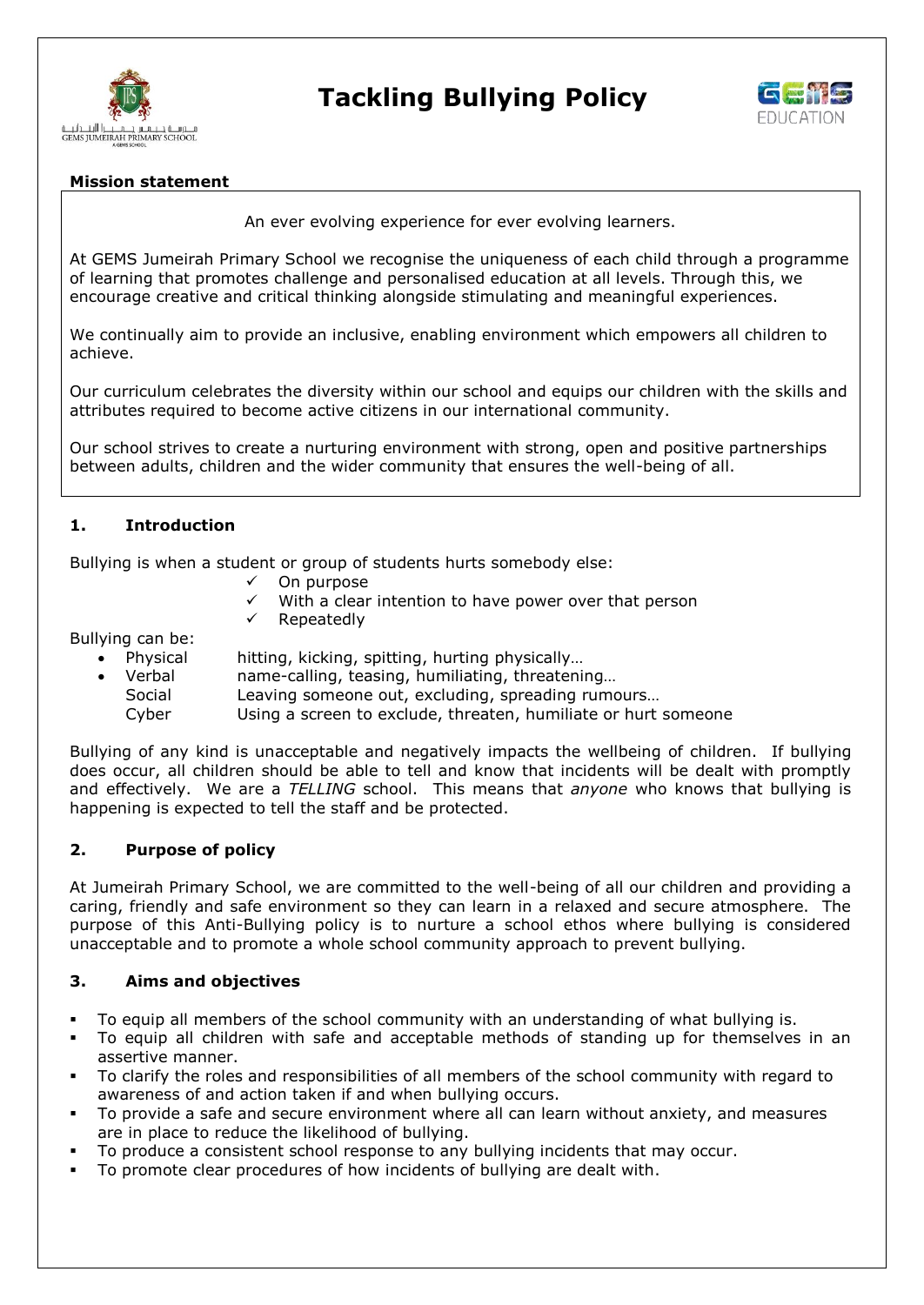# Tackling Bullying Policy

**Mission statement**

An ever evolving experience for ever evolving learners.

At GEMS Jumeirah Primary School we recognise the uniqueness of each child through a programme of learning that promotes challenge and personalised education at all levels. Through this, we encourage creative and critical thinking alongside stimulating and meaningful experiences.

We continually aim to provide an inclusive, enabling environment which empowers all children to achieve.

Our curriculum celebrates the diversity within our school and equips our children with the skills and attributes required to become active citizens in our international community.

Our school strives to create a nurturing environment with strong, open and positive partnerships between adults, children and the wider community that ensures the well-being of all.

## 1. Introduction

Bullying is when a student or group of students hurts somebody else:

- ✓ On purpose
- ✓ With a clear intention to have power over that person
- ✓ Repeatedly

Bullying can be:

- Physical — hitting, kicking, spitting, hurting physically…
- Verbal — name-calling, teasing, humiliating, threatening…
- Social — Leaving someone out, excluding, spreading rumours…
- Cyber — Using a screen to exclude, threaten, humiliate or hurt someone

Bullying of any kind is unacceptable and negatively impacts the wellbeing of children. If bullying does occur, all children should be able to tell and know that incidents will be dealt with promptly and effectively. We are a *TELLING* school. This means that *anyone* who knows that bullying is happening is expected to tell the staff and be protected.

## 2. Purpose of policy

At Jumeirah Primary School, we are committed to the well-being of all our children and providing a caring, friendly and safe environment so they can learn in a relaxed and secure atmosphere. The purpose of this Anti-Bullying policy is to nurture a school ethos where bullying is considered unacceptable and to promote a whole school community approach to prevent bullying.

## 3. Aims and objectives

- To equip all members of the school community with an understanding of what bullying is.
- To equip all children with safe and acceptable methods of standing up for themselves in an assertive manner.
- To clarify the roles and responsibilities of all members of the school community with regard to awareness of and action taken if and when bullying occurs.
- To provide a safe and secure environment where all can learn without anxiety, and measures are in place to reduce the likelihood of bullying.
- To produce a consistent school response to any bullying incidents that may occur.
- To promote clear procedures of how incidents of bullying are dealt with.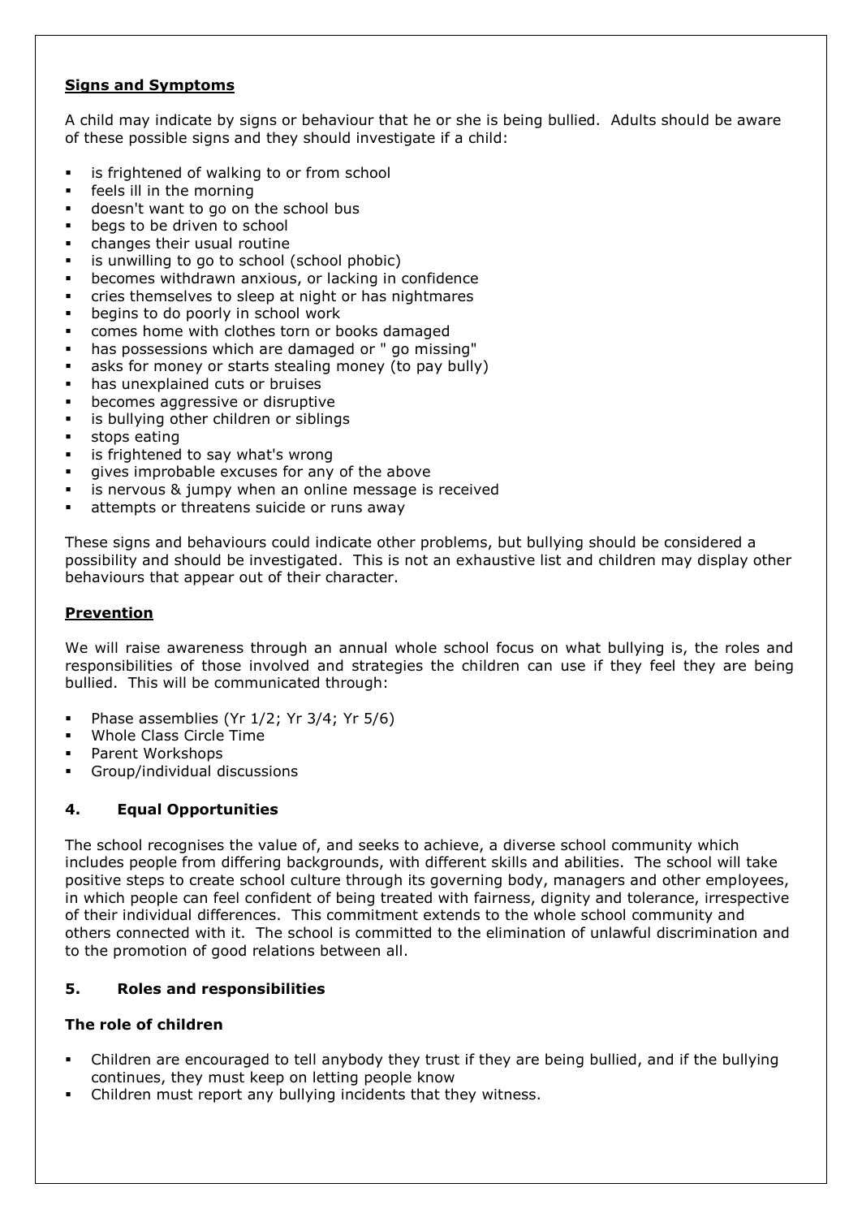**Signs and Symptoms**

A child may indicate by signs or behaviour that he or she is being bullied. Adults should be aware of these possible signs and they should investigate if a child:

- is frightened of walking to or from school
- feels ill in the morning
- doesn't want to go on the school bus
- begs to be driven to school
- changes their usual routine
- is unwilling to go to school (school phobic)
- becomes withdrawn anxious, or lacking in confidence
- cries themselves to sleep at night or has nightmares
- begins to do poorly in school work
- comes home with clothes torn or books damaged
- has possessions which are damaged or " go missing"
- asks for money or starts stealing money (to pay bully)
- has unexplained cuts or bruises
- becomes aggressive or disruptive
- is bullying other children or siblings
- stops eating
- is frightened to say what's wrong
- gives improbable excuses for any of the above
- is nervous & jumpy when an online message is received
- attempts or threatens suicide or runs away

These signs and behaviours could indicate other problems, but bullying should be considered a possibility and should be investigated. This is not an exhaustive list and children may display other behaviours that appear out of their character.

**Prevention**

We will raise awareness through an annual whole school focus on what bullying is, the roles and responsibilities of those involved and strategies the children can use if they feel they are being bullied. This will be communicated through:

- Phase assemblies (Yr 1/2; Yr 3/4; Yr 5/6)
- Whole Class Circle Time
- Parent Workshops
- Group/individual discussions

## 4. Equal Opportunities

The school recognises the value of, and seeks to achieve, a diverse school community which includes people from differing backgrounds, with different skills and abilities. The school will take positive steps to create school culture through its governing body, managers and other employees, in which people can feel confident of being treated with fairness, dignity and tolerance, irrespective of their individual differences. This commitment extends to the whole school community and others connected with it. The school is committed to the elimination of unlawful discrimination and to the promotion of good relations between all.

## 5. Roles and responsibilities

### The role of children

- Children are encouraged to tell anybody they trust if they are being bullied, and if the bullying continues, they must keep on letting people know
- Children must report any bullying incidents that they witness.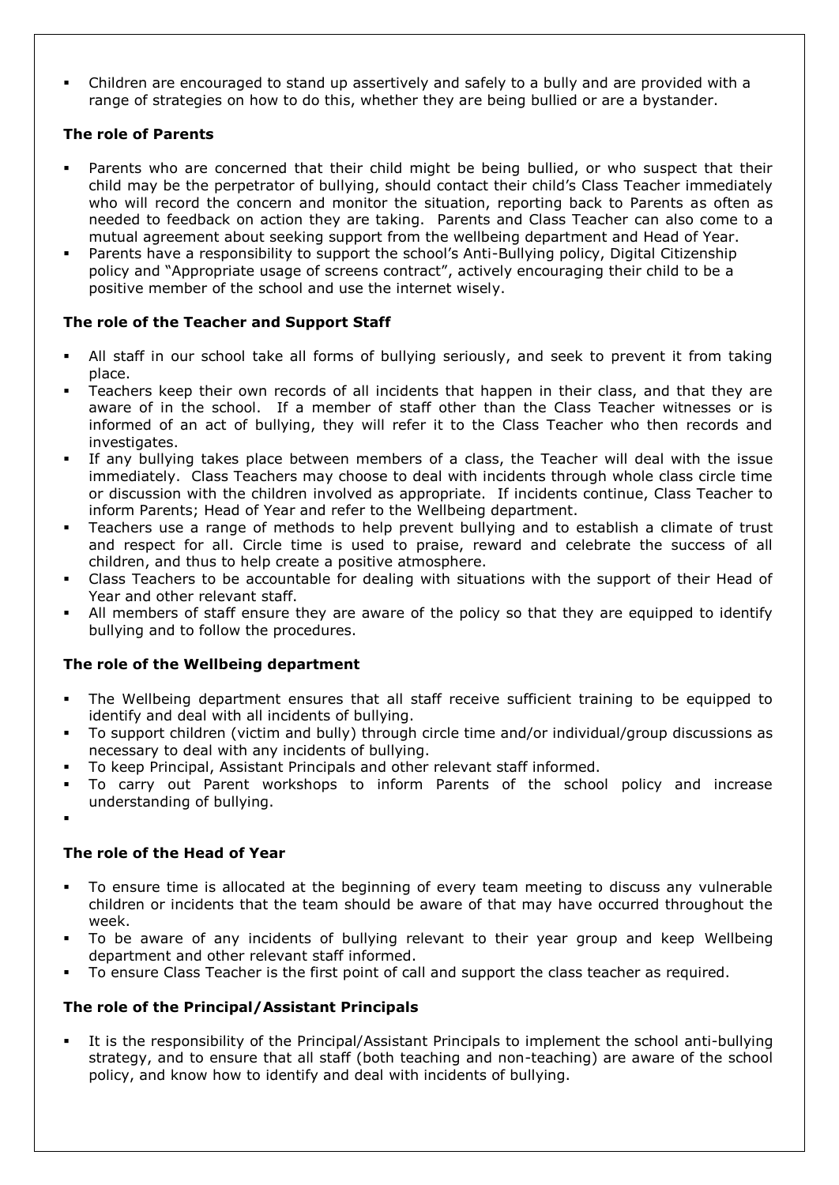- Children are encouraged to stand up assertively and safely to a bully and are provided with a range of strategies on how to do this, whether they are being bullied or are a bystander.

**The role of Parents**

- Parents who are concerned that their child might be being bullied, or who suspect that their child may be the perpetrator of bullying, should contact their child's Class Teacher immediately who will record the concern and monitor the situation, reporting back to Parents as often as needed to feedback on action they are taking. Parents and Class Teacher can also come to a mutual agreement about seeking support from the wellbeing department and Head of Year.
- Parents have a responsibility to support the school's Anti-Bullying policy, Digital Citizenship policy and "Appropriate usage of screens contract", actively encouraging their child to be a positive member of the school and use the internet wisely.

**The role of the Teacher and Support Staff**

- All staff in our school take all forms of bullying seriously, and seek to prevent it from taking place.
- Teachers keep their own records of all incidents that happen in their class, and that they are aware of in the school. If a member of staff other than the Class Teacher witnesses or is informed of an act of bullying, they will refer it to the Class Teacher who then records and investigates.
- If any bullying takes place between members of a class, the Teacher will deal with the issue immediately. Class Teachers may choose to deal with incidents through whole class circle time or discussion with the children involved as appropriate. If incidents continue, Class Teacher to inform Parents; Head of Year and refer to the Wellbeing department.
- Teachers use a range of methods to help prevent bullying and to establish a climate of trust and respect for all. Circle time is used to praise, reward and celebrate the success of all children, and thus to help create a positive atmosphere.
- Class Teachers to be accountable for dealing with situations with the support of their Head of Year and other relevant staff.
- All members of staff ensure they are aware of the policy so that they are equipped to identify bullying and to follow the procedures.

**The role of the Wellbeing department**

- The Wellbeing department ensures that all staff receive sufficient training to be equipped to identify and deal with all incidents of bullying.
- To support children (victim and bully) through circle time and/or individual/group discussions as necessary to deal with any incidents of bullying.
- To keep Principal, Assistant Principals and other relevant staff informed.
- To carry out Parent workshops to inform Parents of the school policy and increase understanding of bullying.

**The role of the Head of Year**

- To ensure time is allocated at the beginning of every team meeting to discuss any vulnerable children or incidents that the team should be aware of that may have occurred throughout the week.
- To be aware of any incidents of bullying relevant to their year group and keep Wellbeing department and other relevant staff informed.
- To ensure Class Teacher is the first point of call and support the class teacher as required.

**The role of the Principal/Assistant Principals**

- It is the responsibility of the Principal/Assistant Principals to implement the school anti-bullying strategy, and to ensure that all staff (both teaching and non-teaching) are aware of the school policy, and know how to identify and deal with incidents of bullying.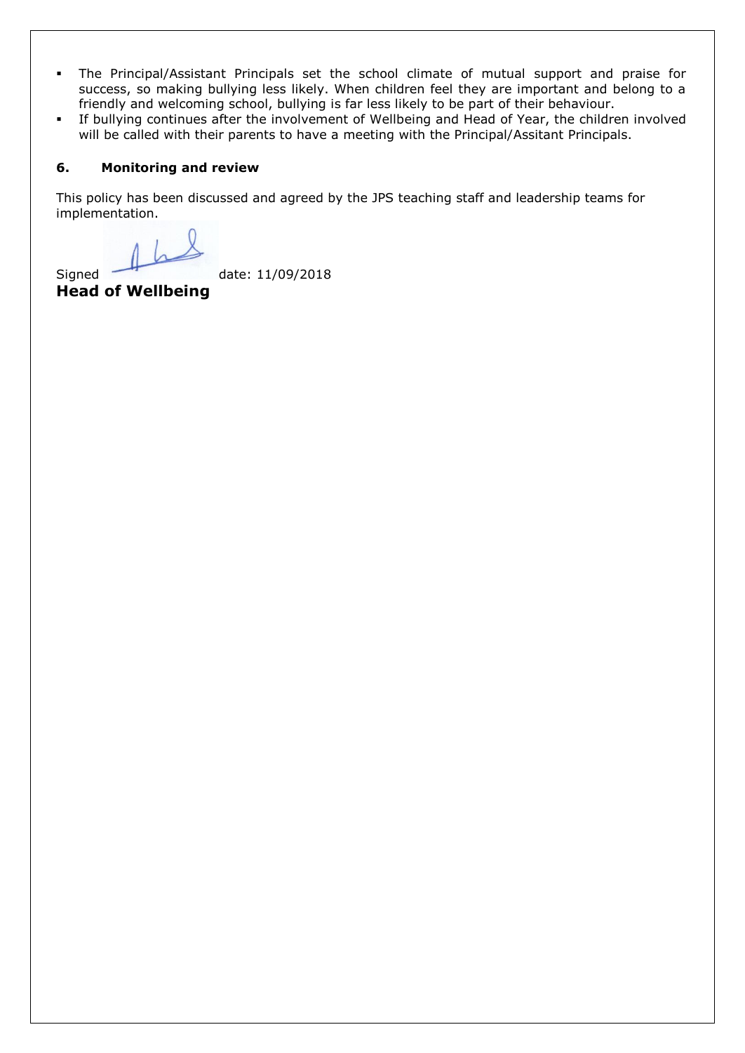- The Principal/Assistant Principals set the school climate of mutual support and praise for success, so making bullying less likely. When children feel they are important and belong to a friendly and welcoming school, bullying is far less likely to be part of their behaviour.
- If bullying continues after the involvement of Wellbeing and Head of Year, the children involved will be called with their parents to have a meeting with the Principal/Assitant Principals.

### 6. Monitoring and review

This policy has been discussed and agreed by the JPS teaching staff and leadership teams for implementation.

Signed date: 11/09/2018

**Head of Wellbeing**